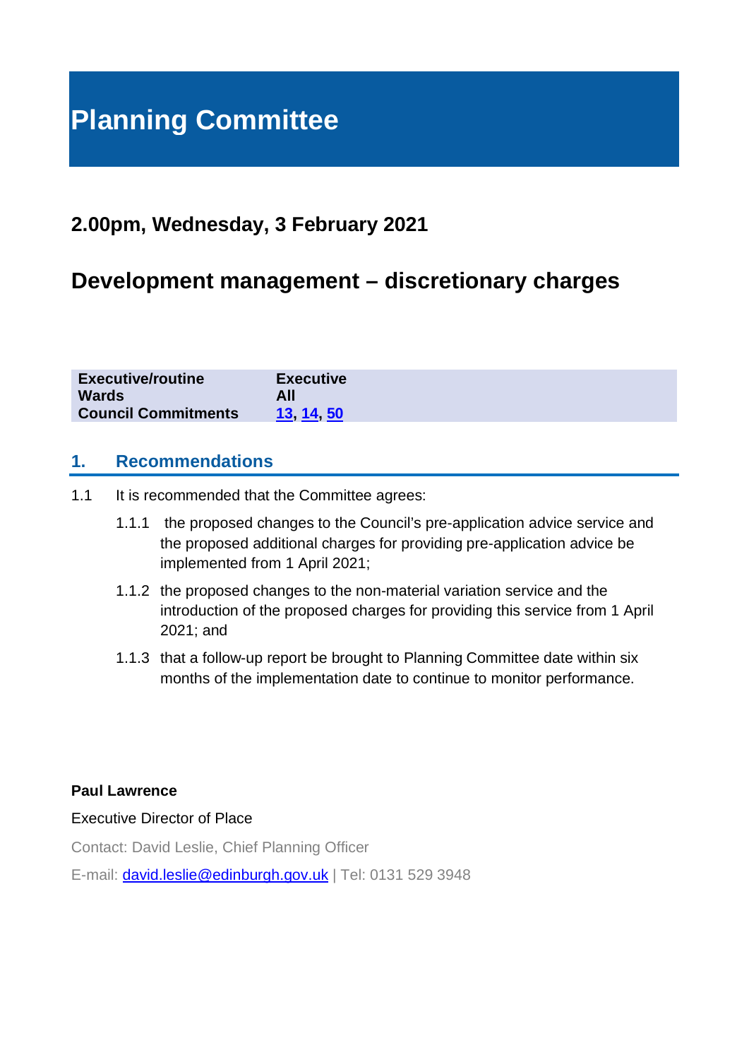# Planning Committee

## 2.00pm, Wednesday, 3 February 2021

## Development management – discretionary charges

| | |
|---|---|
| **Executive/routine** | **Executive** |
| **Wards** | **All** |
| **Council Commitments** | **13, 14, 50** |

## 1. Recommendations

1.1 It is recommended that the Committee agrees:

1.1.1 the proposed changes to the Council's pre-application advice service and the proposed additional charges for providing pre-application advice be implemented from 1 April 2021;

1.1.2 the proposed changes to the non-material variation service and the introduction of the proposed charges for providing this service from 1 April 2021; and

1.1.3 that a follow-up report be brought to Planning Committee date within six months of the implementation date to continue to monitor performance.

**Paul Lawrence**

Executive Director of Place

Contact: David Leslie, Chief Planning Officer

E-mail: david.leslie@edinburgh.gov.uk | Tel: 0131 529 3948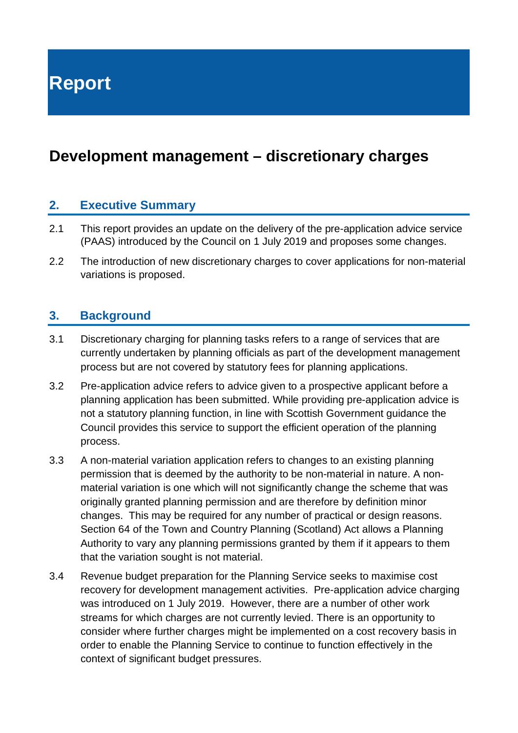# Report

## Development management – discretionary charges

### 2. Executive Summary

2.1 This report provides an update on the delivery of the pre-application advice service (PAAS) introduced by the Council on 1 July 2019 and proposes some changes.

2.2 The introduction of new discretionary charges to cover applications for non-material variations is proposed.

### 3. Background

3.1 Discretionary charging for planning tasks refers to a range of services that are currently undertaken by planning officials as part of the development management process but are not covered by statutory fees for planning applications.

3.2 Pre-application advice refers to advice given to a prospective applicant before a planning application has been submitted. While providing pre-application advice is not a statutory planning function, in line with Scottish Government guidance the Council provides this service to support the efficient operation of the planning process.

3.3 A non-material variation application refers to changes to an existing planning permission that is deemed by the authority to be non-material in nature. A non-material variation is one which will not significantly change the scheme that was originally granted planning permission and are therefore by definition minor changes. This may be required for any number of practical or design reasons. Section 64 of the Town and Country Planning (Scotland) Act allows a Planning Authority to vary any planning permissions granted by them if it appears to them that the variation sought is not material.

3.4 Revenue budget preparation for the Planning Service seeks to maximise cost recovery for development management activities. Pre-application advice charging was introduced on 1 July 2019. However, there are a number of other work streams for which charges are not currently levied. There is an opportunity to consider where further charges might be implemented on a cost recovery basis in order to enable the Planning Service to continue to function effectively in the context of significant budget pressures.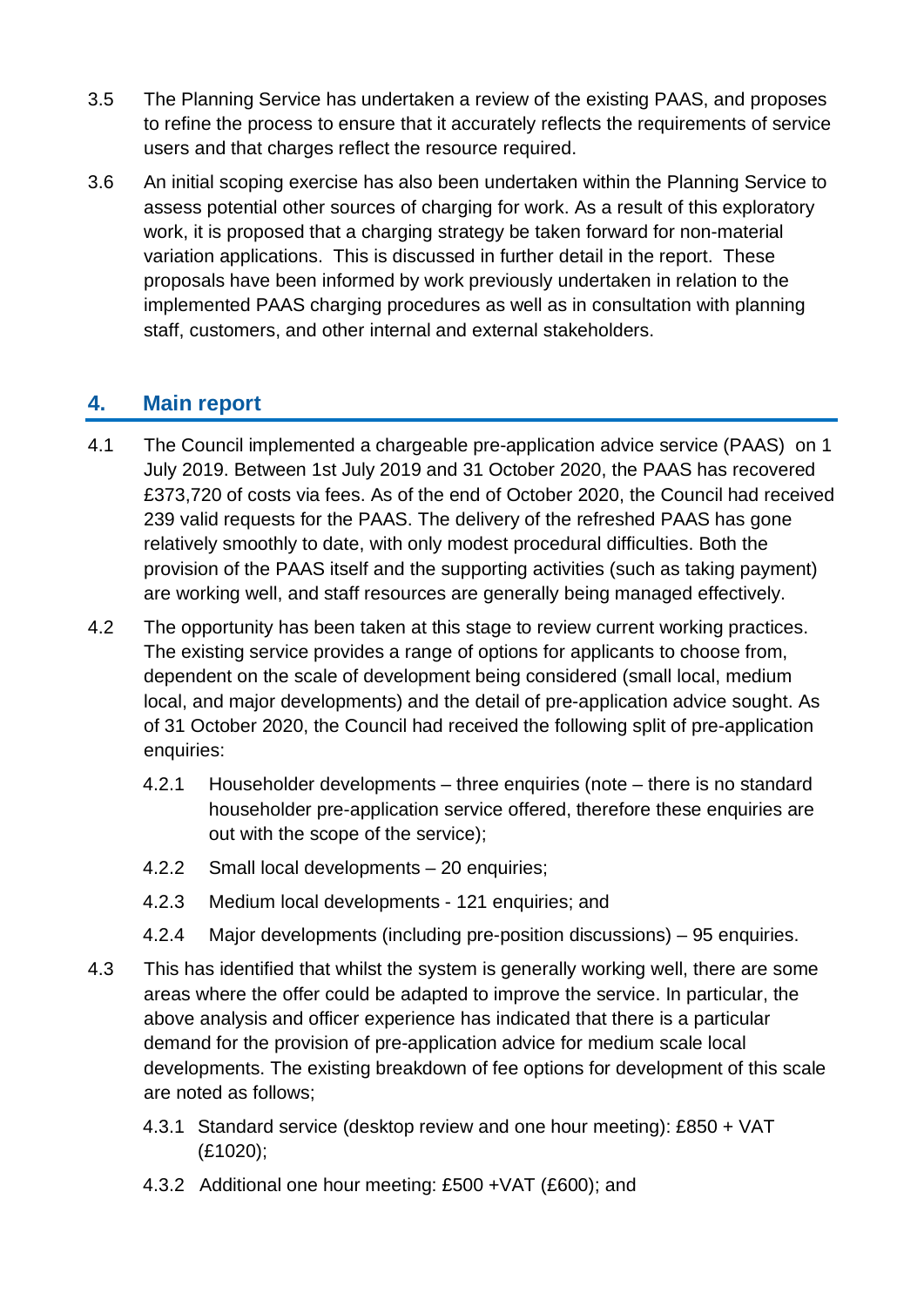3.5 The Planning Service has undertaken a review of the existing PAAS, and proposes to refine the process to ensure that it accurately reflects the requirements of service users and that charges reflect the resource required.

3.6 An initial scoping exercise has also been undertaken within the Planning Service to assess potential other sources of charging for work. As a result of this exploratory work, it is proposed that a charging strategy be taken forward for non-material variation applications. This is discussed in further detail in the report. These proposals have been informed by work previously undertaken in relation to the implemented PAAS charging procedures as well as in consultation with planning staff, customers, and other internal and external stakeholders.

## 4. Main report

4.1 The Council implemented a chargeable pre-application advice service (PAAS) on 1 July 2019. Between 1st July 2019 and 31 October 2020, the PAAS has recovered £373,720 of costs via fees. As of the end of October 2020, the Council had received 239 valid requests for the PAAS. The delivery of the refreshed PAAS has gone relatively smoothly to date, with only modest procedural difficulties. Both the provision of the PAAS itself and the supporting activities (such as taking payment) are working well, and staff resources are generally being managed effectively.

4.2 The opportunity has been taken at this stage to review current working practices. The existing service provides a range of options for applicants to choose from, dependent on the scale of development being considered (small local, medium local, and major developments) and the detail of pre-application advice sought. As of 31 October 2020, the Council had received the following split of pre-application enquiries:

4.2.1 Householder developments – three enquiries (note – there is no standard householder pre-application service offered, therefore these enquiries are out with the scope of the service);

4.2.2 Small local developments – 20 enquiries;

4.2.3 Medium local developments - 121 enquiries; and

4.2.4 Major developments (including pre-position discussions) – 95 enquiries.

4.3 This has identified that whilst the system is generally working well, there are some areas where the offer could be adapted to improve the service. In particular, the above analysis and officer experience has indicated that there is a particular demand for the provision of pre-application advice for medium scale local developments. The existing breakdown of fee options for development of this scale are noted as follows;

4.3.1 Standard service (desktop review and one hour meeting): £850 + VAT (£1020);

4.3.2 Additional one hour meeting: £500 +VAT (£600); and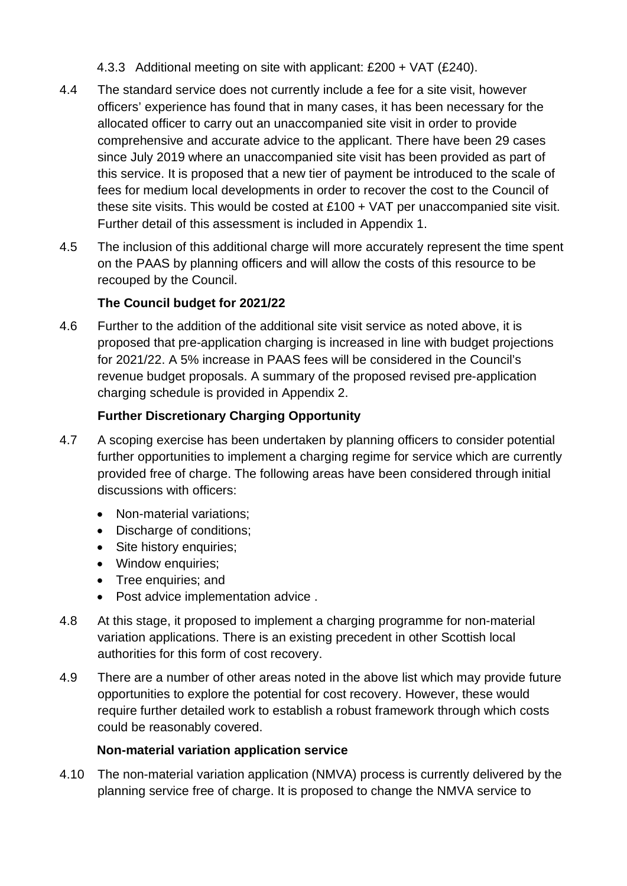4.3.3 Additional meeting on site with applicant: £200 + VAT (£240).

4.4 The standard service does not currently include a fee for a site visit, however officers' experience has found that in many cases, it has been necessary for the allocated officer to carry out an unaccompanied site visit in order to provide comprehensive and accurate advice to the applicant. There have been 29 cases since July 2019 where an unaccompanied site visit has been provided as part of this service. It is proposed that a new tier of payment be introduced to the scale of fees for medium local developments in order to recover the cost to the Council of these site visits. This would be costed at £100 + VAT per unaccompanied site visit. Further detail of this assessment is included in Appendix 1.

4.5 The inclusion of this additional charge will more accurately represent the time spent on the PAAS by planning officers and will allow the costs of this resource to be recouped by the Council.

**The Council budget for 2021/22**

4.6 Further to the addition of the additional site visit service as noted above, it is proposed that pre-application charging is increased in line with budget projections for 2021/22. A 5% increase in PAAS fees will be considered in the Council's revenue budget proposals. A summary of the proposed revised pre-application charging schedule is provided in Appendix 2.

**Further Discretionary Charging Opportunity**

4.7 A scoping exercise has been undertaken by planning officers to consider potential further opportunities to implement a charging regime for service which are currently provided free of charge. The following areas have been considered through initial discussions with officers:

- Non-material variations;
- Discharge of conditions;
- Site history enquiries;
- Window enquiries;
- Tree enquiries; and
- Post advice implementation advice .

4.8 At this stage, it proposed to implement a charging programme for non-material variation applications. There is an existing precedent in other Scottish local authorities for this form of cost recovery.

4.9 There are a number of other areas noted in the above list which may provide future opportunities to explore the potential for cost recovery. However, these would require further detailed work to establish a robust framework through which costs could be reasonably covered.

**Non-material variation application service**

4.10 The non-material variation application (NMVA) process is currently delivered by the planning service free of charge. It is proposed to change the NMVA service to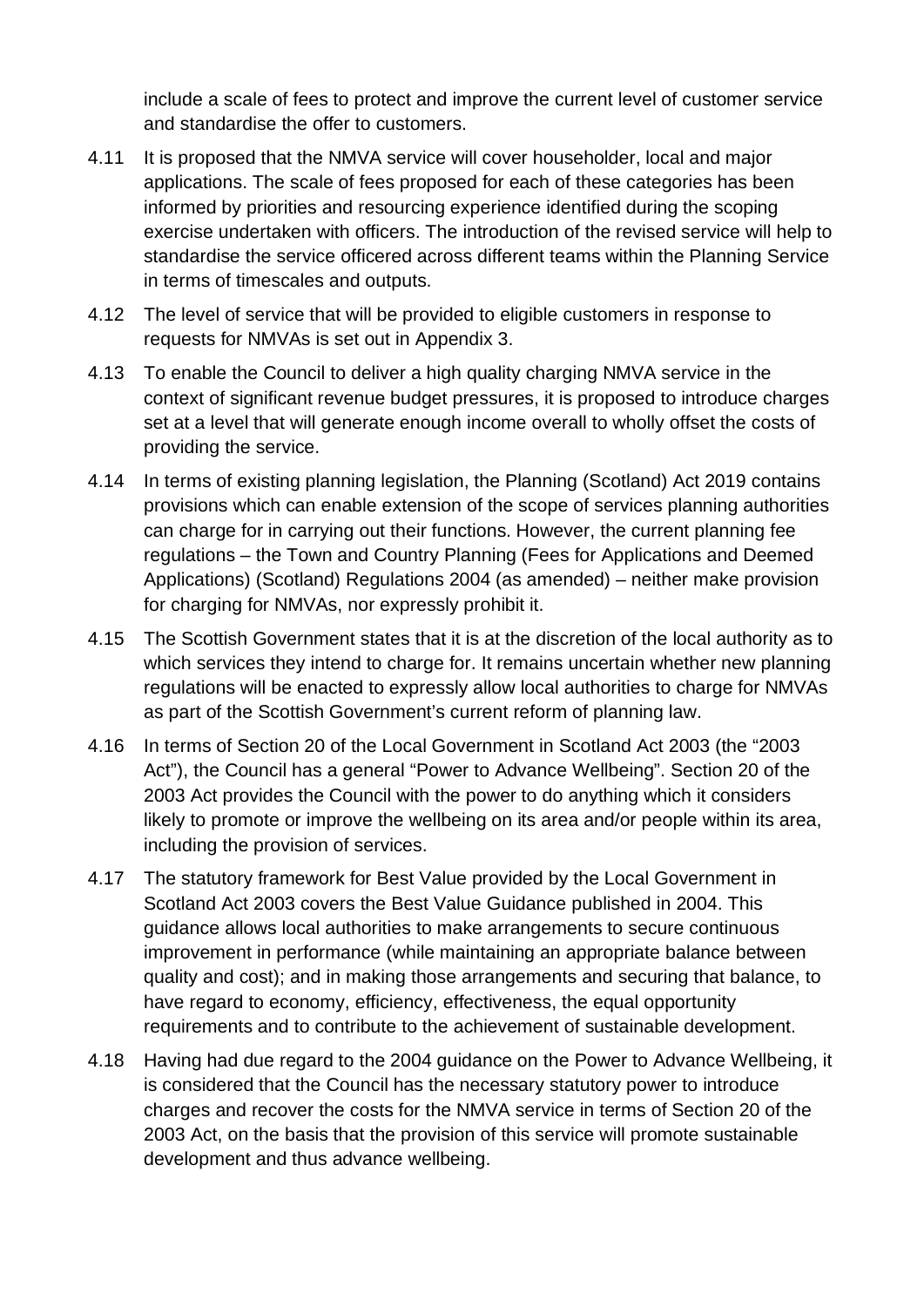include a scale of fees to protect and improve the current level of customer service and standardise the offer to customers.

4.11 It is proposed that the NMVA service will cover householder, local and major applications. The scale of fees proposed for each of these categories has been informed by priorities and resourcing experience identified during the scoping exercise undertaken with officers. The introduction of the revised service will help to standardise the service officered across different teams within the Planning Service in terms of timescales and outputs.

4.12 The level of service that will be provided to eligible customers in response to requests for NMVAs is set out in Appendix 3.

4.13 To enable the Council to deliver a high quality charging NMVA service in the context of significant revenue budget pressures, it is proposed to introduce charges set at a level that will generate enough income overall to wholly offset the costs of providing the service.

4.14 In terms of existing planning legislation, the Planning (Scotland) Act 2019 contains provisions which can enable extension of the scope of services planning authorities can charge for in carrying out their functions. However, the current planning fee regulations – the Town and Country Planning (Fees for Applications and Deemed Applications) (Scotland) Regulations 2004 (as amended) – neither make provision for charging for NMVAs, nor expressly prohibit it.

4.15 The Scottish Government states that it is at the discretion of the local authority as to which services they intend to charge for. It remains uncertain whether new planning regulations will be enacted to expressly allow local authorities to charge for NMVAs as part of the Scottish Government's current reform of planning law.

4.16 In terms of Section 20 of the Local Government in Scotland Act 2003 (the "2003 Act"), the Council has a general "Power to Advance Wellbeing". Section 20 of the 2003 Act provides the Council with the power to do anything which it considers likely to promote or improve the wellbeing on its area and/or people within its area, including the provision of services.

4.17 The statutory framework for Best Value provided by the Local Government in Scotland Act 2003 covers the Best Value Guidance published in 2004. This guidance allows local authorities to make arrangements to secure continuous improvement in performance (while maintaining an appropriate balance between quality and cost); and in making those arrangements and securing that balance, to have regard to economy, efficiency, effectiveness, the equal opportunity requirements and to contribute to the achievement of sustainable development.

4.18 Having had due regard to the 2004 guidance on the Power to Advance Wellbeing, it is considered that the Council has the necessary statutory power to introduce charges and recover the costs for the NMVA service in terms of Section 20 of the 2003 Act, on the basis that the provision of this service will promote sustainable development and thus advance wellbeing.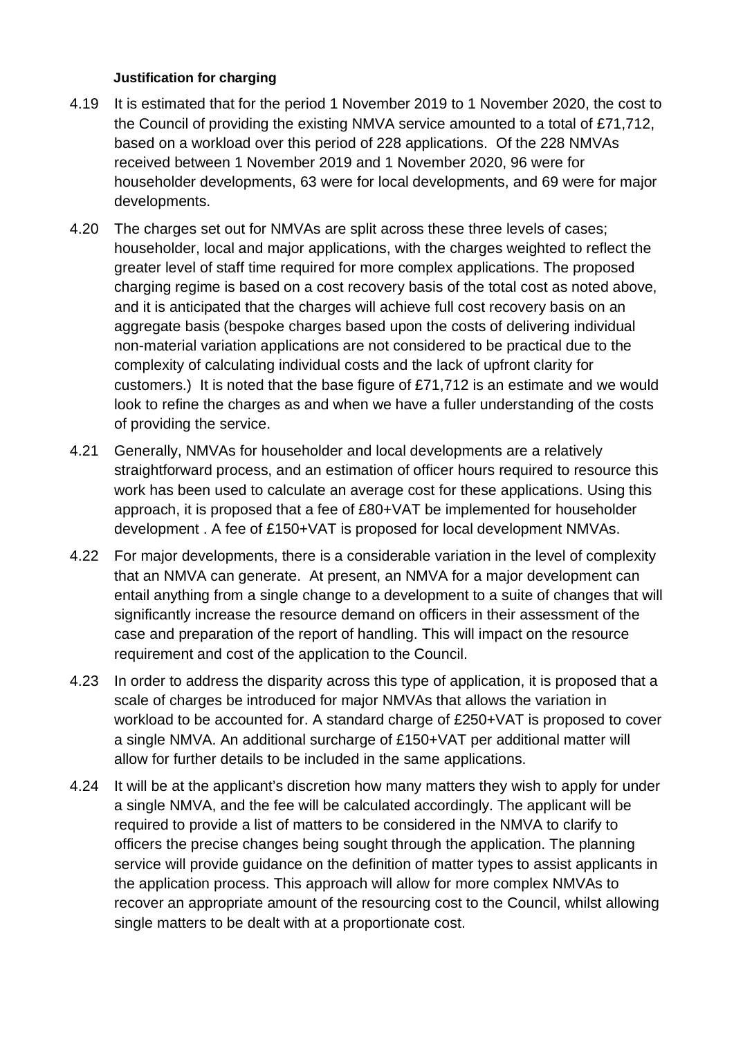**Justification for charging**

4.19 It is estimated that for the period 1 November 2019 to 1 November 2020, the cost to the Council of providing the existing NMVA service amounted to a total of £71,712, based on a workload over this period of 228 applications. Of the 228 NMVAs received between 1 November 2019 and 1 November 2020, 96 were for householder developments, 63 were for local developments, and 69 were for major developments.

4.20 The charges set out for NMVAs are split across these three levels of cases; householder, local and major applications, with the charges weighted to reflect the greater level of staff time required for more complex applications. The proposed charging regime is based on a cost recovery basis of the total cost as noted above, and it is anticipated that the charges will achieve full cost recovery basis on an aggregate basis (bespoke charges based upon the costs of delivering individual non-material variation applications are not considered to be practical due to the complexity of calculating individual costs and the lack of upfront clarity for customers.) It is noted that the base figure of £71,712 is an estimate and we would look to refine the charges as and when we have a fuller understanding of the costs of providing the service.

4.21 Generally, NMVAs for householder and local developments are a relatively straightforward process, and an estimation of officer hours required to resource this work has been used to calculate an average cost for these applications. Using this approach, it is proposed that a fee of £80+VAT be implemented for householder development . A fee of £150+VAT is proposed for local development NMVAs.

4.22 For major developments, there is a considerable variation in the level of complexity that an NMVA can generate. At present, an NMVA for a major development can entail anything from a single change to a development to a suite of changes that will significantly increase the resource demand on officers in their assessment of the case and preparation of the report of handling. This will impact on the resource requirement and cost of the application to the Council.

4.23 In order to address the disparity across this type of application, it is proposed that a scale of charges be introduced for major NMVAs that allows the variation in workload to be accounted for. A standard charge of £250+VAT is proposed to cover a single NMVA. An additional surcharge of £150+VAT per additional matter will allow for further details to be included in the same applications.

4.24 It will be at the applicant's discretion how many matters they wish to apply for under a single NMVA, and the fee will be calculated accordingly. The applicant will be required to provide a list of matters to be considered in the NMVA to clarify to officers the precise changes being sought through the application. The planning service will provide guidance on the definition of matter types to assist applicants in the application process. This approach will allow for more complex NMVAs to recover an appropriate amount of the resourcing cost to the Council, whilst allowing single matters to be dealt with at a proportionate cost.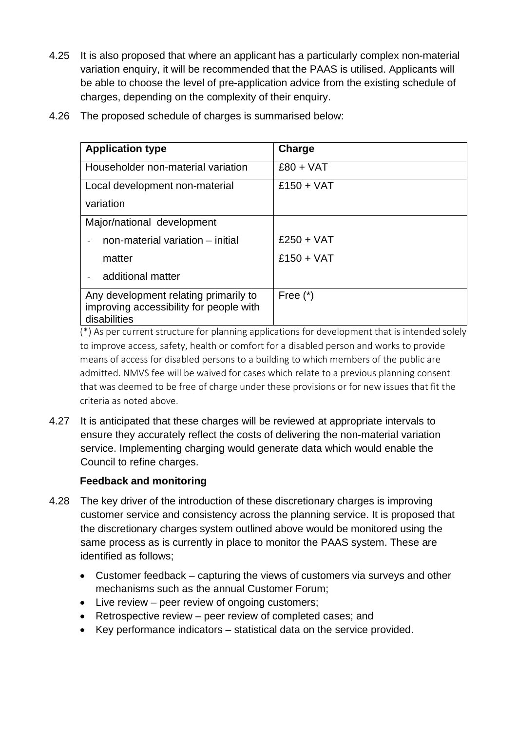4.25 It is also proposed that where an applicant has a particularly complex non-material variation enquiry, it will be recommended that the PAAS is utilised. Applicants will be able to choose the level of pre-application advice from the existing schedule of charges, depending on the complexity of their enquiry.

4.26 The proposed schedule of charges is summarised below:

| **Application type** | **Charge** |
|---|---|
| Householder non-material variation | £80 + VAT |
| Local development non-material variation | £150 + VAT |
| Major/national development<br>- non-material variation – initial matter<br>- additional matter | <br>£250 + VAT<br>£150 + VAT |
| Any development relating primarily to improving accessibility for people with disabilities | Free (*) |

(*) As per current structure for planning applications for development that is intended solely to improve access, safety, health or comfort for a disabled person and works to provide means of access for disabled persons to a building to which members of the public are admitted. NMVS fee will be waived for cases which relate to a previous planning consent that was deemed to be free of charge under these provisions or for new issues that fit the criteria as noted above.

4.27 It is anticipated that these charges will be reviewed at appropriate intervals to ensure they accurately reflect the costs of delivering the non-material variation service. Implementing charging would generate data which would enable the Council to refine charges.

**Feedback and monitoring**

4.28 The key driver of the introduction of these discretionary charges is improving customer service and consistency across the planning service. It is proposed that the discretionary charges system outlined above would be monitored using the same process as is currently in place to monitor the PAAS system. These are identified as follows;

- Customer feedback – capturing the views of customers via surveys and other mechanisms such as the annual Customer Forum;
- Live review – peer review of ongoing customers;
- Retrospective review – peer review of completed cases; and
- Key performance indicators – statistical data on the service provided.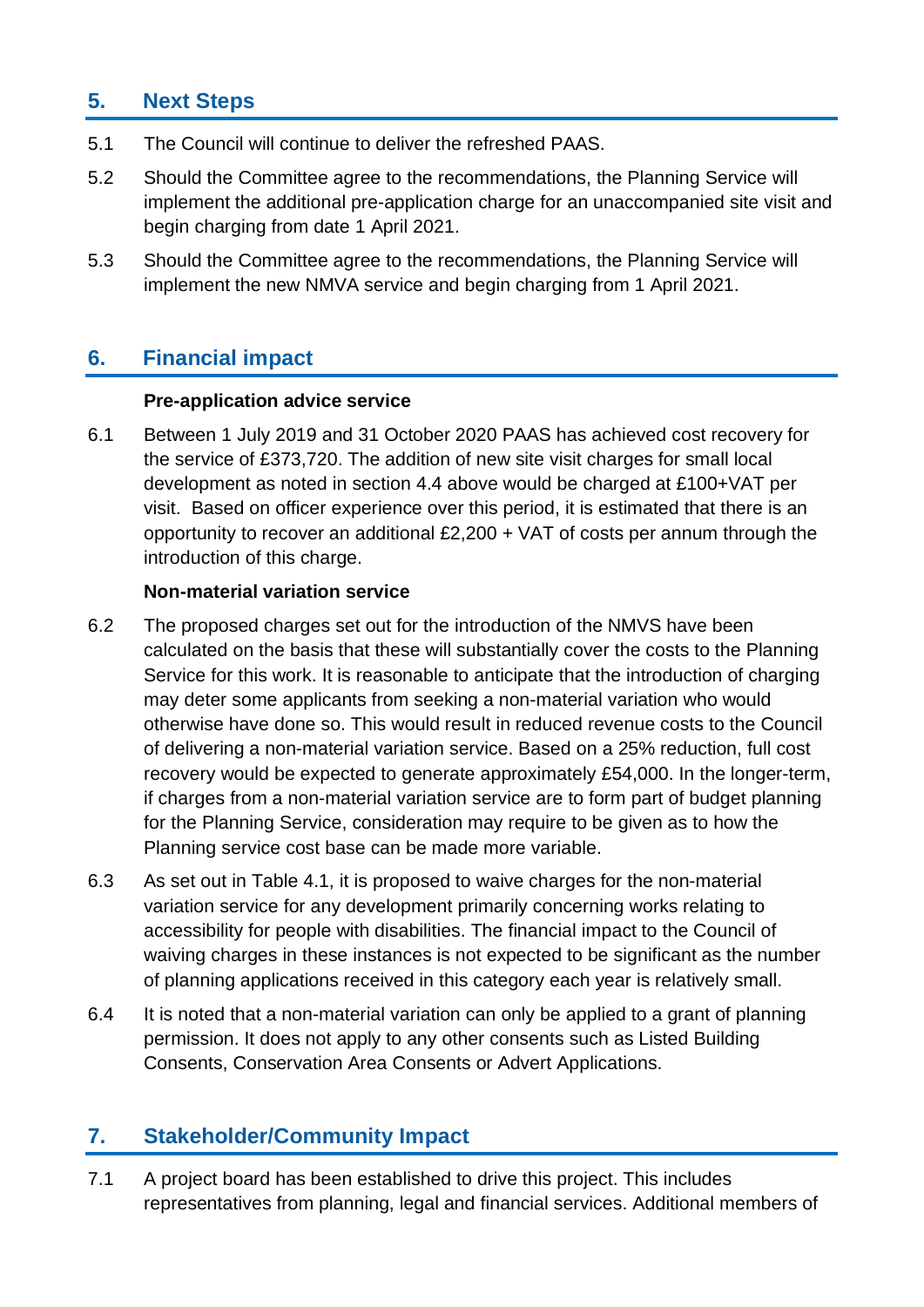## 5. Next Steps

5.1 The Council will continue to deliver the refreshed PAAS.

5.2 Should the Committee agree to the recommendations, the Planning Service will implement the additional pre-application charge for an unaccompanied site visit and begin charging from date 1 April 2021.

5.3 Should the Committee agree to the recommendations, the Planning Service will implement the new NMVA service and begin charging from 1 April 2021.

## 6. Financial impact

**Pre-application advice service**

6.1 Between 1 July 2019 and 31 October 2020 PAAS has achieved cost recovery for the service of £373,720. The addition of new site visit charges for small local development as noted in section 4.4 above would be charged at £100+VAT per visit. Based on officer experience over this period, it is estimated that there is an opportunity to recover an additional £2,200 + VAT of costs per annum through the introduction of this charge.

**Non-material variation service**

6.2 The proposed charges set out for the introduction of the NMVS have been calculated on the basis that these will substantially cover the costs to the Planning Service for this work. It is reasonable to anticipate that the introduction of charging may deter some applicants from seeking a non-material variation who would otherwise have done so. This would result in reduced revenue costs to the Council of delivering a non-material variation service. Based on a 25% reduction, full cost recovery would be expected to generate approximately £54,000. In the longer-term, if charges from a non-material variation service are to form part of budget planning for the Planning Service, consideration may require to be given as to how the Planning service cost base can be made more variable.

6.3 As set out in Table 4.1, it is proposed to waive charges for the non-material variation service for any development primarily concerning works relating to accessibility for people with disabilities. The financial impact to the Council of waiving charges in these instances is not expected to be significant as the number of planning applications received in this category each year is relatively small.

6.4 It is noted that a non-material variation can only be applied to a grant of planning permission. It does not apply to any other consents such as Listed Building Consents, Conservation Area Consents or Advert Applications.

## 7. Stakeholder/Community Impact

7.1 A project board has been established to drive this project. This includes representatives from planning, legal and financial services. Additional members of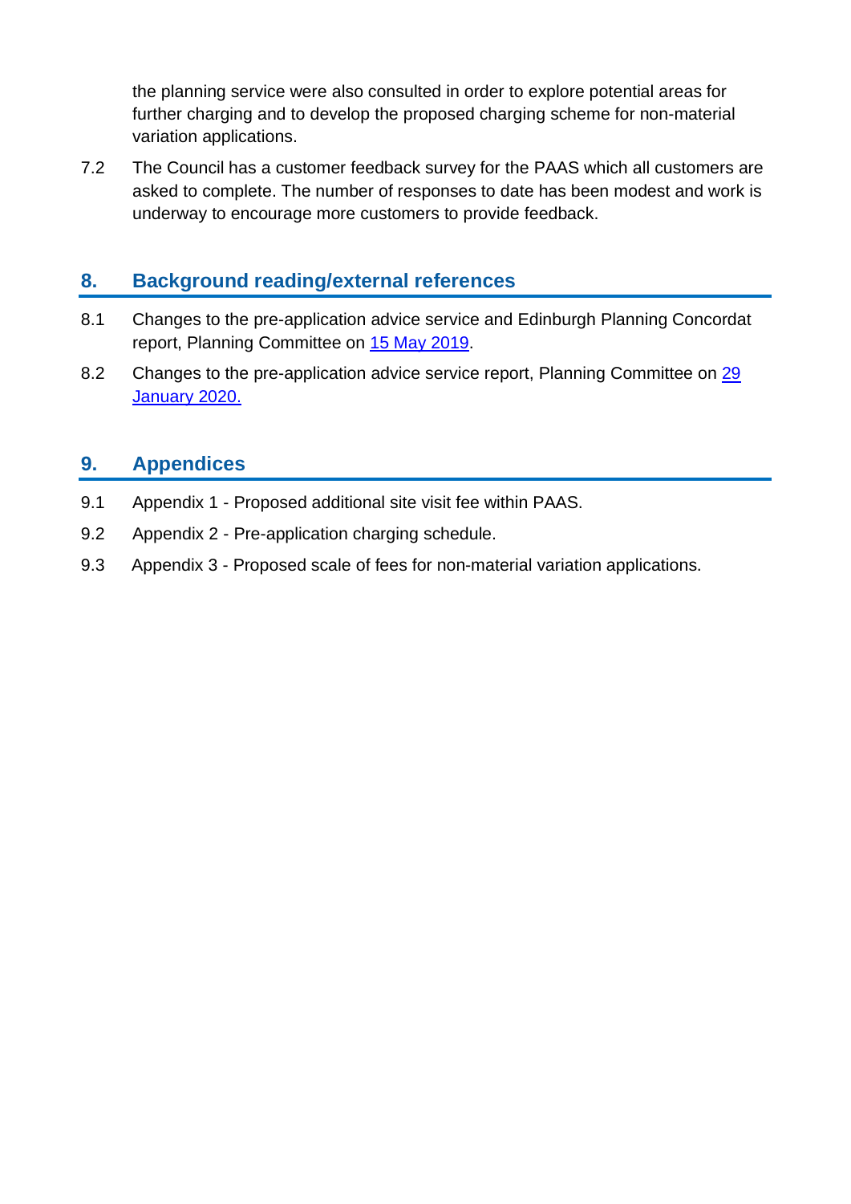the planning service were also consulted in order to explore potential areas for further charging and to develop the proposed charging scheme for non-material variation applications.

7.2 The Council has a customer feedback survey for the PAAS which all customers are asked to complete. The number of responses to date has been modest and work is underway to encourage more customers to provide feedback.

## 8. Background reading/external references

8.1 Changes to the pre-application advice service and Edinburgh Planning Concordat report, Planning Committee on 15 May 2019.

8.2 Changes to the pre-application advice service report, Planning Committee on 29 January 2020.

## 9. Appendices

9.1 Appendix 1 - Proposed additional site visit fee within PAAS.

9.2 Appendix 2 - Pre-application charging schedule.

9.3 Appendix 3 - Proposed scale of fees for non-material variation applications.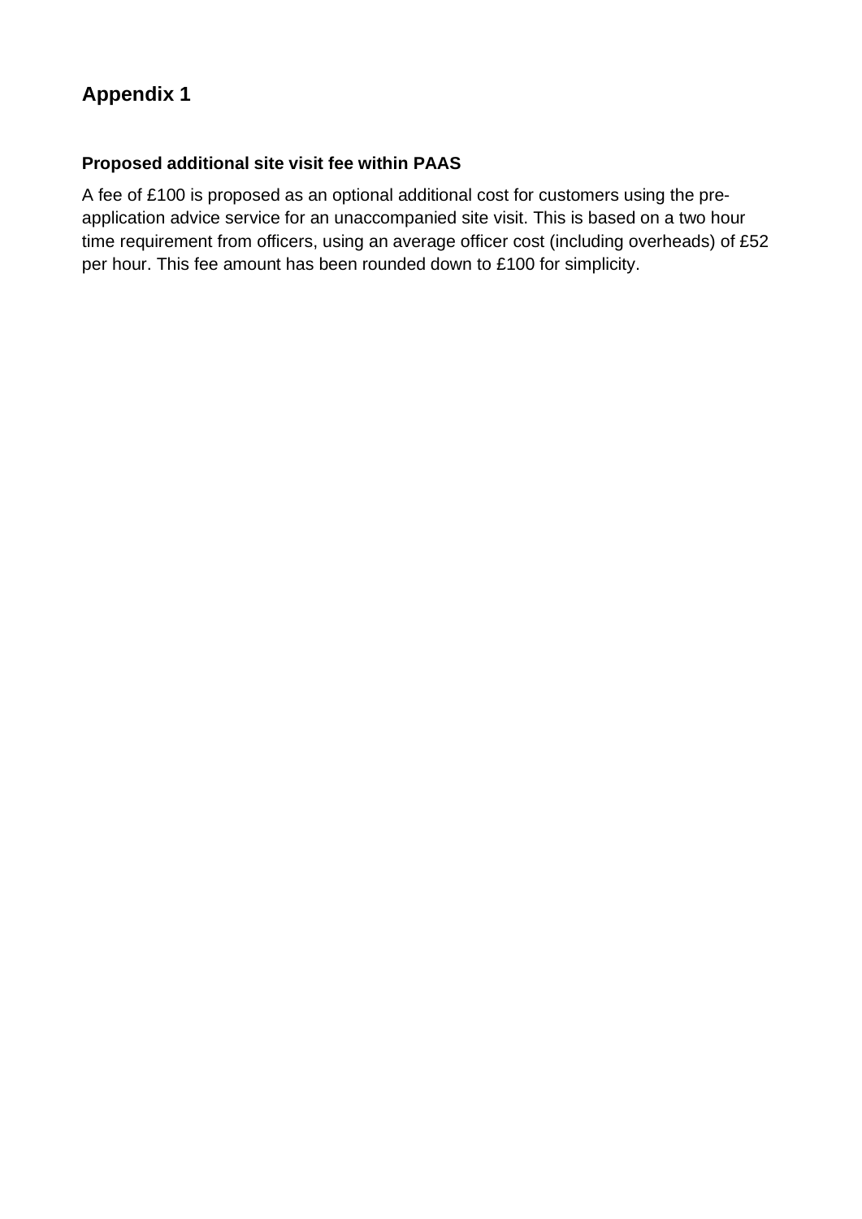## Appendix 1

### Proposed additional site visit fee within PAAS

A fee of £100 is proposed as an optional additional cost for customers using the pre-application advice service for an unaccompanied site visit. This is based on a two hour time requirement from officers, using an average officer cost (including overheads) of £52 per hour. This fee amount has been rounded down to £100 for simplicity.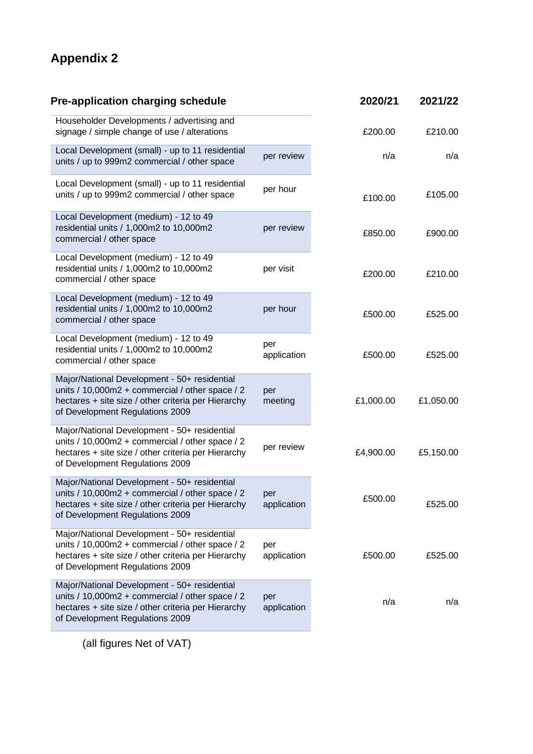# Appendix 2

| Pre-application charging schedule | | 2020/21 | 2021/22 |
|---|---|---|---|
| Householder Developments / advertising and signage / simple change of use / alterations | | £200.00 | £210.00 |
| Local Development (small) - up to 11 residential units / up to 999m2 commercial / other space | per review | n/a | n/a |
| Local Development (small) - up to 11 residential units / up to 999m2 commercial / other space | per hour | £100.00 | £105.00 |
| Local Development (medium) - 12 to 49 residential units / 1,000m2 to 10,000m2 commercial / other space | per review | £850.00 | £900.00 |
| Local Development (medium) - 12 to 49 residential units / 1,000m2 to 10,000m2 commercial / other space | per visit | £200.00 | £210.00 |
| Local Development (medium) - 12 to 49 residential units / 1,000m2 to 10,000m2 commercial / other space | per hour | £500.00 | £525.00 |
| Local Development (medium) - 12 to 49 residential units / 1,000m2 to 10,000m2 commercial / other space | per application | £500.00 | £525.00 |
| Major/National Development - 50+ residential units / 10,000m2 + commercial / other space / 2 hectares + site size / other criteria per Hierarchy of Development Regulations 2009 | per meeting | £1,000.00 | £1,050.00 |
| Major/National Development - 50+ residential units / 10,000m2 + commercial / other space / 2 hectares + site size / other criteria per Hierarchy of Development Regulations 2009 | per review | £4,900.00 | £5,150.00 |
| Major/National Development - 50+ residential units / 10,000m2 + commercial / other space / 2 hectares + site size / other criteria per Hierarchy of Development Regulations 2009 | per application | £500.00 | £525.00 |
| Major/National Development - 50+ residential units / 10,000m2 + commercial / other space / 2 hectares + site size / other criteria per Hierarchy of Development Regulations 2009 | per application | £500.00 | £525.00 |
| Major/National Development - 50+ residential units / 10,000m2 + commercial / other space / 2 hectares + site size / other criteria per Hierarchy of Development Regulations 2009 | per application | n/a | n/a |

(all figures Net of VAT)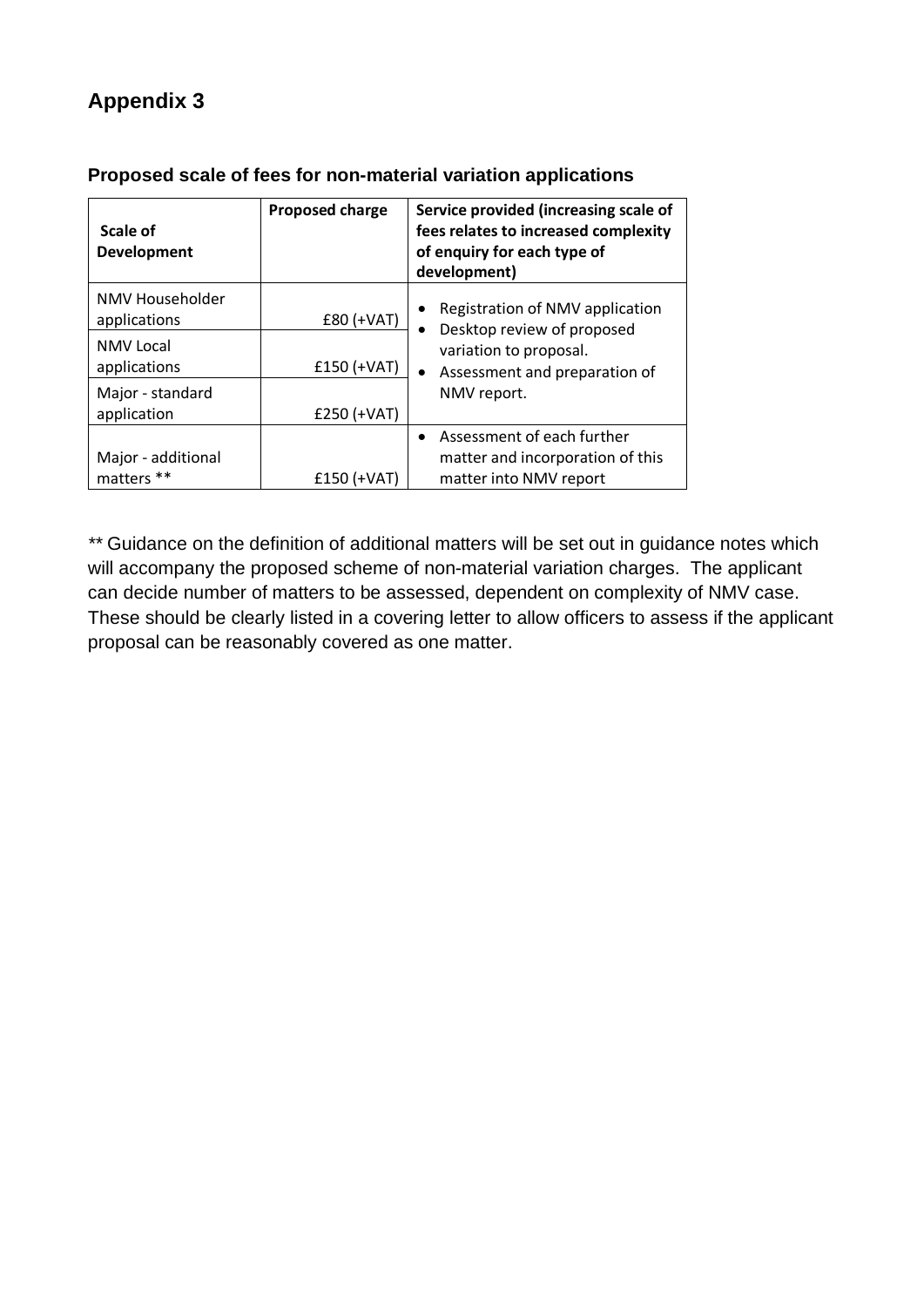# Appendix 3

### Proposed scale of fees for non-material variation applications

| Scale of Development | Proposed charge | Service provided (increasing scale of fees relates to increased complexity of enquiry for each type of development) |
|---|---|---|
| NMV Householder applications | £80 (+VAT) | • Registration of NMV application<br>• Desktop review of proposed variation to proposal.<br>• Assessment and preparation of NMV report. |
| NMV Local applications | £150 (+VAT) | |
| Major - standard application | £250 (+VAT) | |
| Major - additional matters ** | £150 (+VAT) | • Assessment of each further matter and incorporation of this matter into NMV report |

** Guidance on the definition of additional matters will be set out in guidance notes which will accompany the proposed scheme of non-material variation charges. The applicant can decide number of matters to be assessed, dependent on complexity of NMV case. These should be clearly listed in a covering letter to allow officers to assess if the applicant proposal can be reasonably covered as one matter.